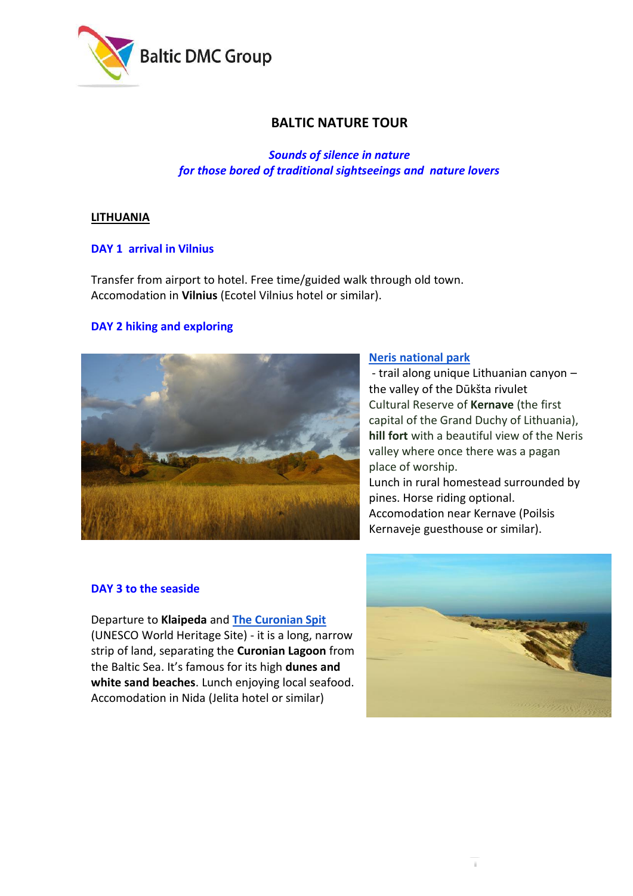Baltic DMC Group

# BALTIC NATURE TOUR

***Sounds of silence in nature***
***for those bored of traditional sightseeings and nature lovers***

## LITHUANIA

### DAY 1 arrival in Vilnius

Transfer from airport to hotel. Free time/guided walk through old town.
Accomodation in **Vilnius** (Ecotel Vilnius hotel or similar).

### DAY 2 hiking and exploring

**Neris national park**
- trail along unique Lithuanian canyon – the valley of the Dūkšta rivulet
Cultural Reserve of **Kernave** (the first capital of the Grand Duchy of Lithuania), **hill fort** with a beautiful view of the Neris valley where once there was a pagan place of worship.
Lunch in rural homestead surrounded by pines. Horse riding optional.
Accomodation near Kernave (Poilsis Kernaveje guesthouse or similar).

### DAY 3 to the seaside

Departure to **Klaipeda** and **The Curonian Spit** (UNESCO World Heritage Site) - it is a long, narrow strip of land, separating the **Curonian Lagoon** from the Baltic Sea. It's famous for its high **dunes and white sand beaches**. Lunch enjoying local seafood.
Accomodation in Nida (Jelita hotel or similar)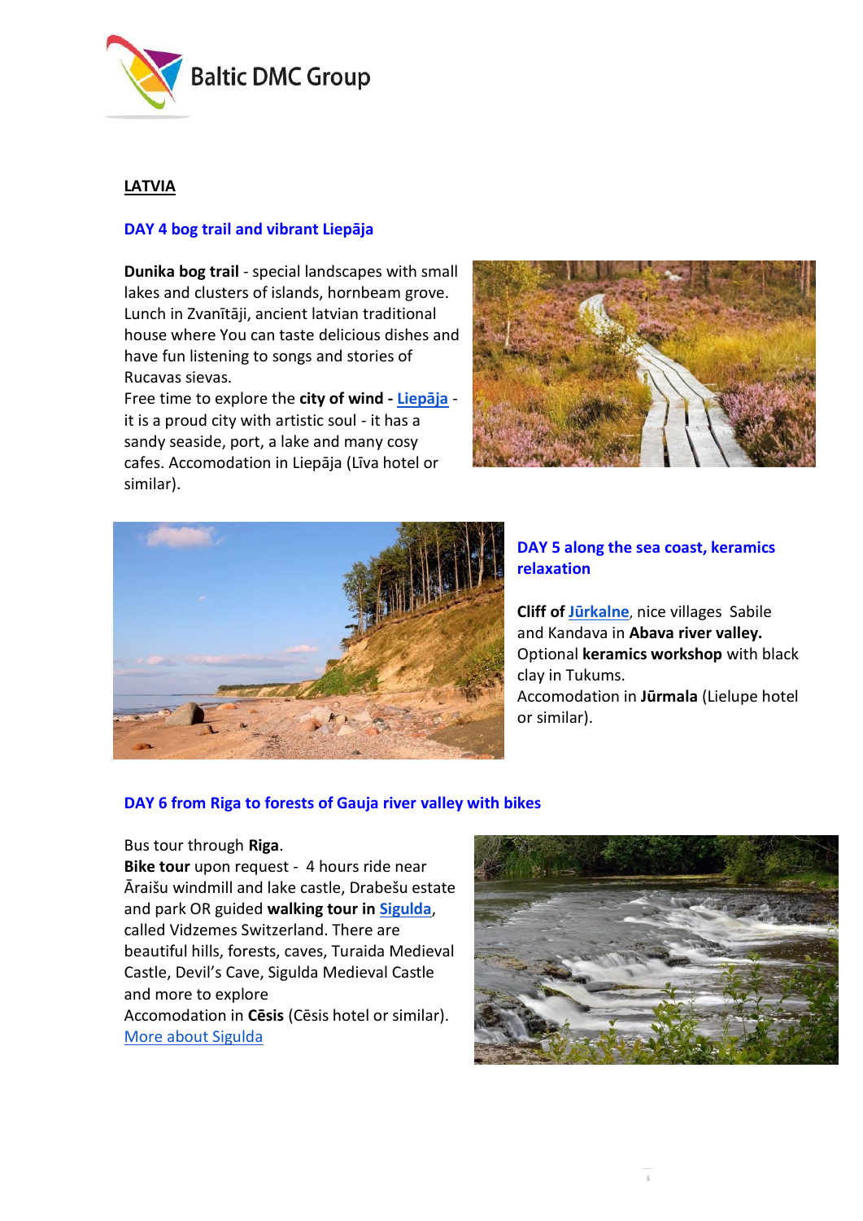**LATVIA**

## DAY 4 bog trail and vibrant Liepāja

**Dunika bog trail** - special landscapes with small lakes and clusters of islands, hornbeam grove. Lunch in Zvanītāji, ancient latvian traditional house where You can taste delicious dishes and have fun listening to songs and stories of Rucavas sievas.
Free time to explore the **city of wind - Liepāja** - it is a proud city with artistic soul - it has a sandy seaside, port, a lake and many cosy cafes. Accomodation in Liepāja (Līva hotel or similar).

## DAY 5 along the sea coast, keramics relaxation

**Cliff of Jūrkalne**, nice villages Sabile and Kandava in **Abava river valley.**
Optional **keramics workshop** with black clay in Tukums.
Accomodation in **Jūrmala** (Lielupe hotel or similar).

## DAY 6 from Riga to forests of Gauja river valley with bikes

Bus tour through **Riga**.
**Bike tour** upon request - 4 hours ride near Āraišu windmill and lake castle, Drabešu estate and park OR guided **walking tour in Sigulda**, called Vidzemes Switzerland. There are beautiful hills, forests, caves, Turaida Medieval Castle, Devil's Cave, Sigulda Medieval Castle and more to explore
Accomodation in **Cēsis** (Cēsis hotel or similar).
More about Sigulda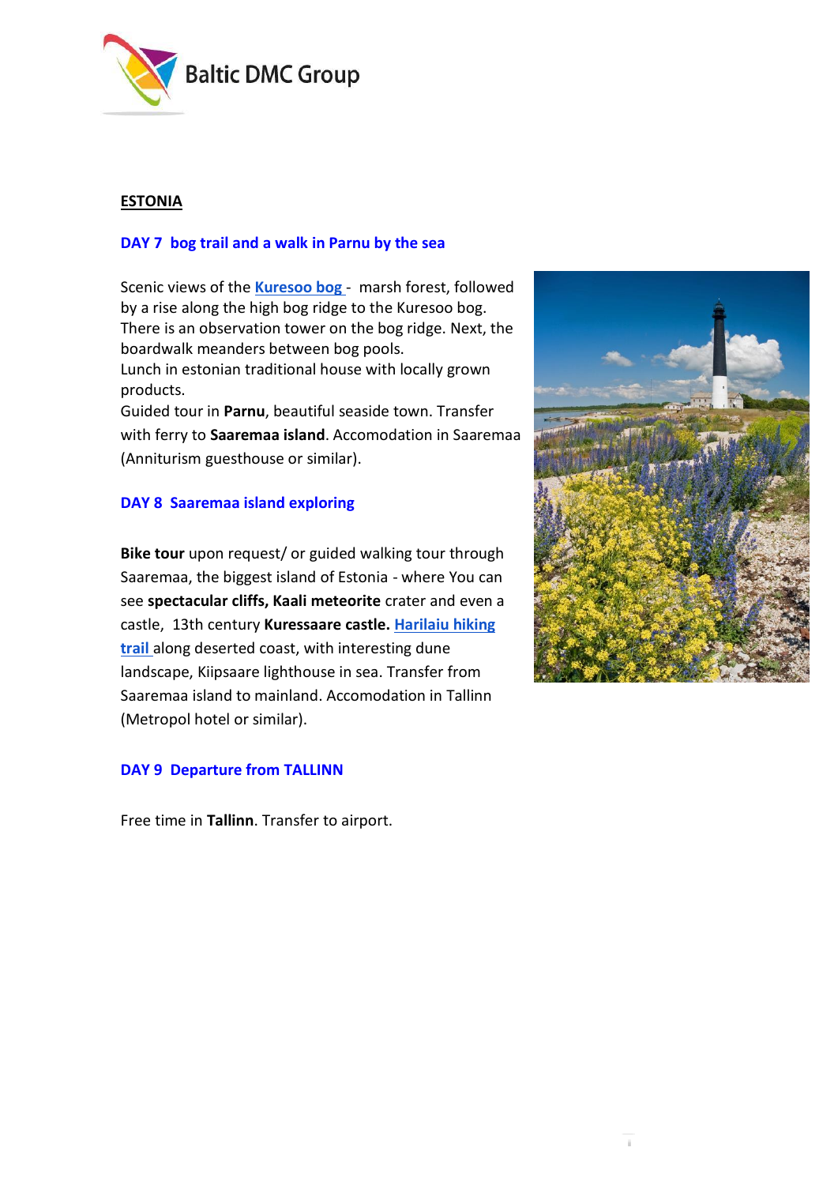**ESTONIA**

### DAY 7 bog trail and a walk in Parnu by the sea

Scenic views of the **Kuresoo bog** - marsh forest, followed by a rise along the high bog ridge to the Kuresoo bog. There is an observation tower on the bog ridge. Next, the boardwalk meanders between bog pools.
Lunch in estonian traditional house with locally grown products.
Guided tour in **Parnu**, beautiful seaside town. Transfer with ferry to **Saaremaa island**. Accomodation in Saaremaa (Anniturism guesthouse or similar).

### DAY 8 Saaremaa island exploring

**Bike tour** upon request/ or guided walking tour through Saaremaa, the biggest island of Estonia - where You can see **spectacular cliffs, Kaali meteorite** crater and even a castle, 13th century **Kuressaare castle. Harilaiu hiking trail** along deserted coast, with interesting dune landscape, Kiipsaare lighthouse in sea. Transfer from Saaremaa island to mainland. Accomodation in Tallinn (Metropol hotel or similar).

### DAY 9 Departure from TALLINN

Free time in **Tallinn**. Transfer to airport.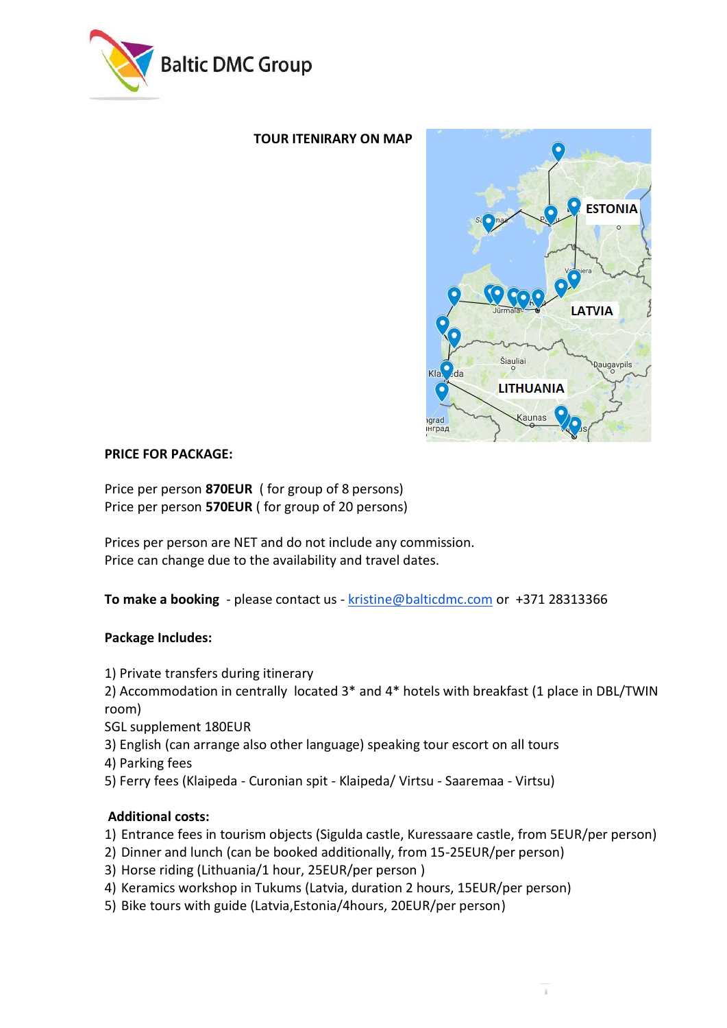Baltic DMC Group

**TOUR ITENIRARY ON MAP**

ESTONIA
LATVIA
LITHUANIA

**PRICE FOR PACKAGE:**

Price per person **870EUR** ( for group of 8 persons)
Price per person **570EUR** ( for group of 20 persons)

Prices per person are NET and do not include any commission.
Price can change due to the availability and travel dates.

**To make a booking** - please contact us - kristine@balticdmc.com or +371 28313366

**Package Includes:**

1) Private transfers during itinerary
2) Accommodation in centrally located 3* and 4* hotels with breakfast (1 place in DBL/TWIN room)
SGL supplement 180EUR
3) English (can arrange also other language) speaking tour escort on all tours
4) Parking fees
5) Ferry fees (Klaipeda - Curonian spit - Klaipeda/ Virtsu - Saaremaa - Virtsu)

**Additional costs:**

1) Entrance fees in tourism objects (Sigulda castle, Kuressaare castle, from 5EUR/per person)
2) Dinner and lunch (can be booked additionally, from 15-25EUR/per person)
3) Horse riding (Lithuania/1 hour, 25EUR/per person )
4) Keramics workshop in Tukums (Latvia, duration 2 hours, 15EUR/per person)
5) Bike tours with guide (Latvia,Estonia/4hours, 20EUR/per person)